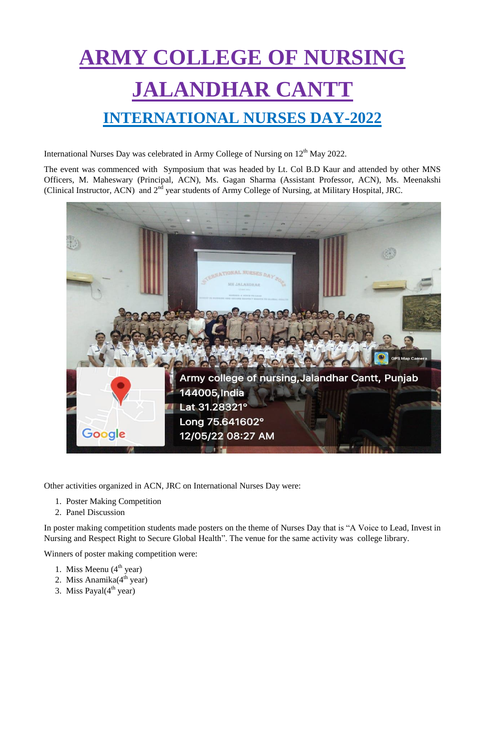# ARMY COLLEGE OF NURSING JALANDHAR CANTT

## INTERNATIONAL NURSES DAY-2022

International Nurses Day was celebrated in Army College of Nursing on 12th May 2022.

The event was commenced with Symposium that was headed by Lt. Col B.D Kaur and attended by other MNS Officers, M. Maheswary (Principal, ACN), Ms. Gagan Sharma (Assistant Professor, ACN), Ms. Meenakshi (Clinical Instructor, ACN) and 2nd year students of Army College of Nursing, at Military Hospital, JRC.

Other activities organized in ACN, JRC on International Nurses Day were:

1. Poster Making Competition
2. Panel Discussion

In poster making competition students made posters on the theme of Nurses Day that is "A Voice to Lead, Invest in Nursing and Respect Right to Secure Global Health". The venue for the same activity was college library.

Winners of poster making competition were:

1. Miss Meenu (4th year)
2. Miss Anamika(4th year)
3. Miss Payal(4th year)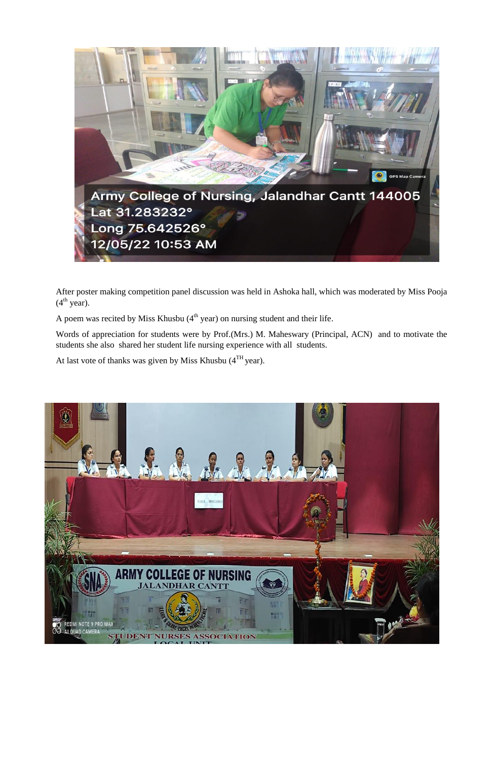After poster making competition panel discussion was held in Ashoka hall, which was moderated by Miss Pooja (4th year).

A poem was recited by Miss Khusbu (4th year) on nursing student and their life.

Words of appreciation for students were by Prof.(Mrs.) M. Maheswary (Principal, ACN) and to motivate the students she also shared her student life nursing experience with all students.

At last vote of thanks was given by Miss Khusbu (4TH year).